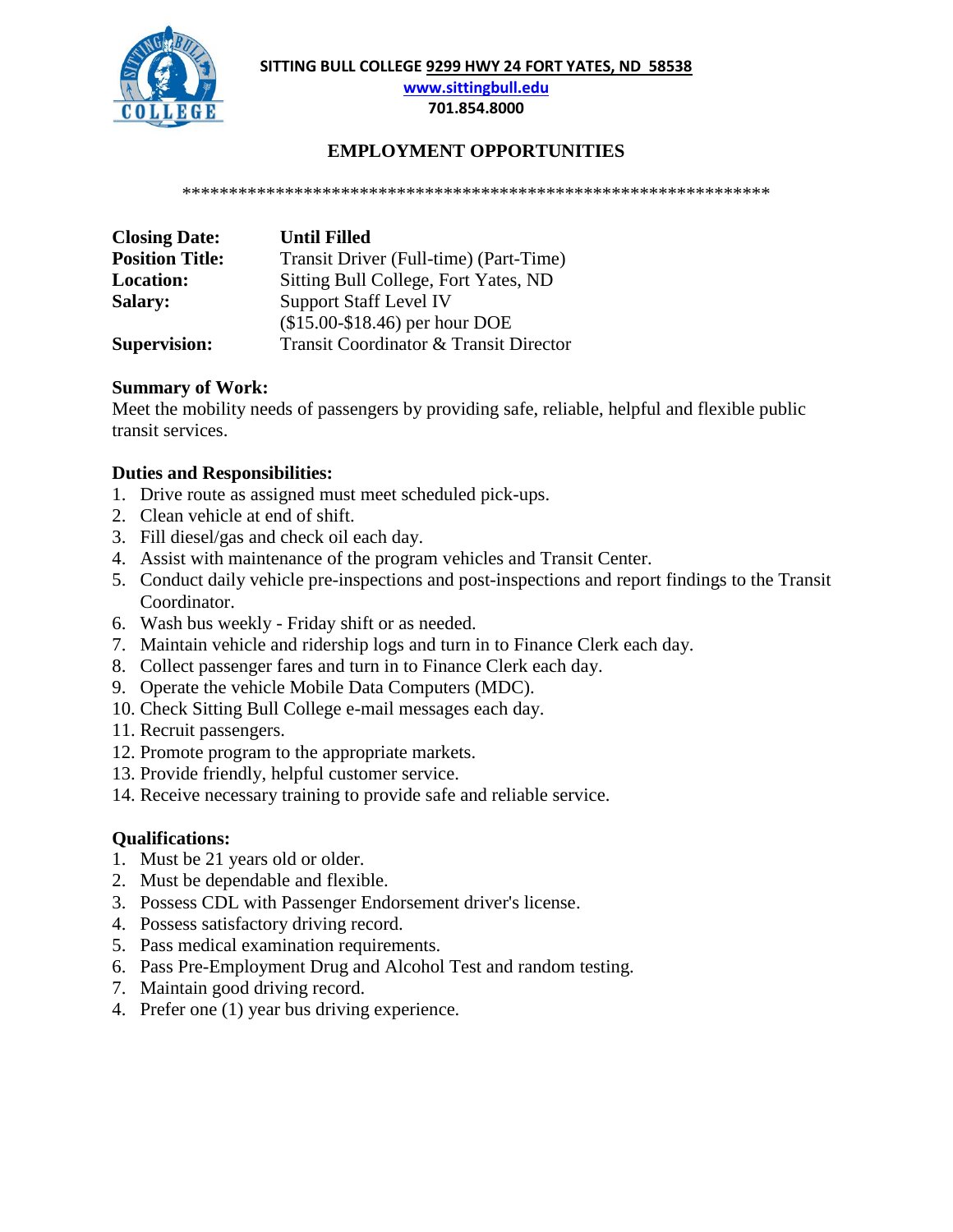**SITTING BULL COLLEGE 9299 HWY 24 FORT YATES, ND 58538**

**www.sittingbull.edu**

**701.854.8000**

# EMPLOYMENT OPPORTUNITIES

*****************************************************************

| | |
|---|---|
| **Closing Date:** | **Until Filled** |
| **Position Title:** | Transit Driver (Full-time) (Part-Time) |
| **Location:** | Sitting Bull College, Fort Yates, ND |
| **Salary:** | Support Staff Level IV ($15.00-$18.46) per hour DOE |
| **Supervision:** | Transit Coordinator & Transit Director |

**Summary of Work:**

Meet the mobility needs of passengers by providing safe, reliable, helpful and flexible public transit services.

**Duties and Responsibilities:**

1. Drive route as assigned must meet scheduled pick-ups.
2. Clean vehicle at end of shift.
3. Fill diesel/gas and check oil each day.
4. Assist with maintenance of the program vehicles and Transit Center.
5. Conduct daily vehicle pre-inspections and post-inspections and report findings to the Transit Coordinator.
6. Wash bus weekly - Friday shift or as needed.
7. Maintain vehicle and ridership logs and turn in to Finance Clerk each day.
8. Collect passenger fares and turn in to Finance Clerk each day.
9. Operate the vehicle Mobile Data Computers (MDC).
10. Check Sitting Bull College e-mail messages each day.
11. Recruit passengers.
12. Promote program to the appropriate markets.
13. Provide friendly, helpful customer service.
14. Receive necessary training to provide safe and reliable service.

**Qualifications:**

1. Must be 21 years old or older.
2. Must be dependable and flexible.
3. Possess CDL with Passenger Endorsement driver's license.
4. Possess satisfactory driving record.
5. Pass medical examination requirements.
6. Pass Pre-Employment Drug and Alcohol Test and random testing.
7. Maintain good driving record.

4\. Prefer one (1) year bus driving experience.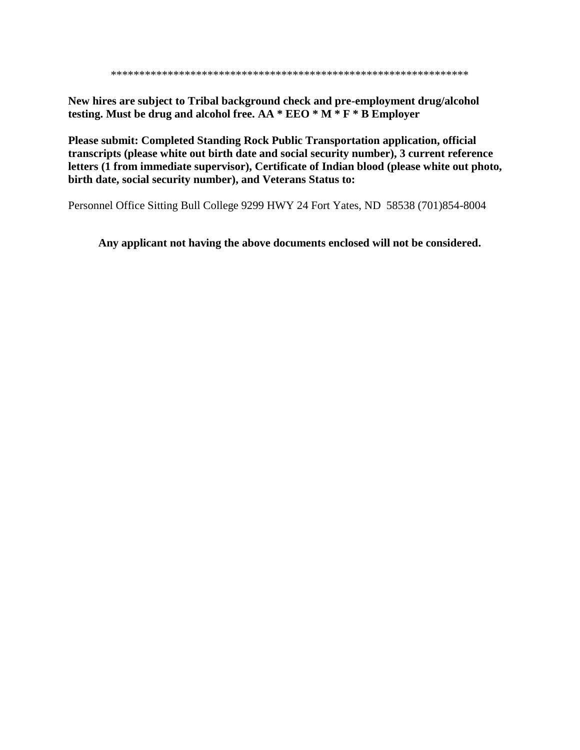\*\*\*\*\*\*\*\*\*\*\*\*\*\*\*\*\*\*\*\*\*\*\*\*\*\*\*\*\*\*\*\*\*\*\*\*\*\*\*\*\*\*\*\*\*\*\*\*\*\*\*\*\*\*\*\*\*\*\*\*\*\*\*\*

**New hires are subject to Tribal background check and pre-employment drug/alcohol testing. Must be drug and alcohol free. AA * EEO * M * F * B Employer**

**Please submit: Completed Standing Rock Public Transportation application, official transcripts (please white out birth date and social security number), 3 current reference letters (1 from immediate supervisor), Certificate of Indian blood (please white out photo, birth date, social security number), and Veterans Status to:**

Personnel Office Sitting Bull College 9299 HWY 24 Fort Yates, ND 58538 (701)854-8004

**Any applicant not having the above documents enclosed will not be considered.**